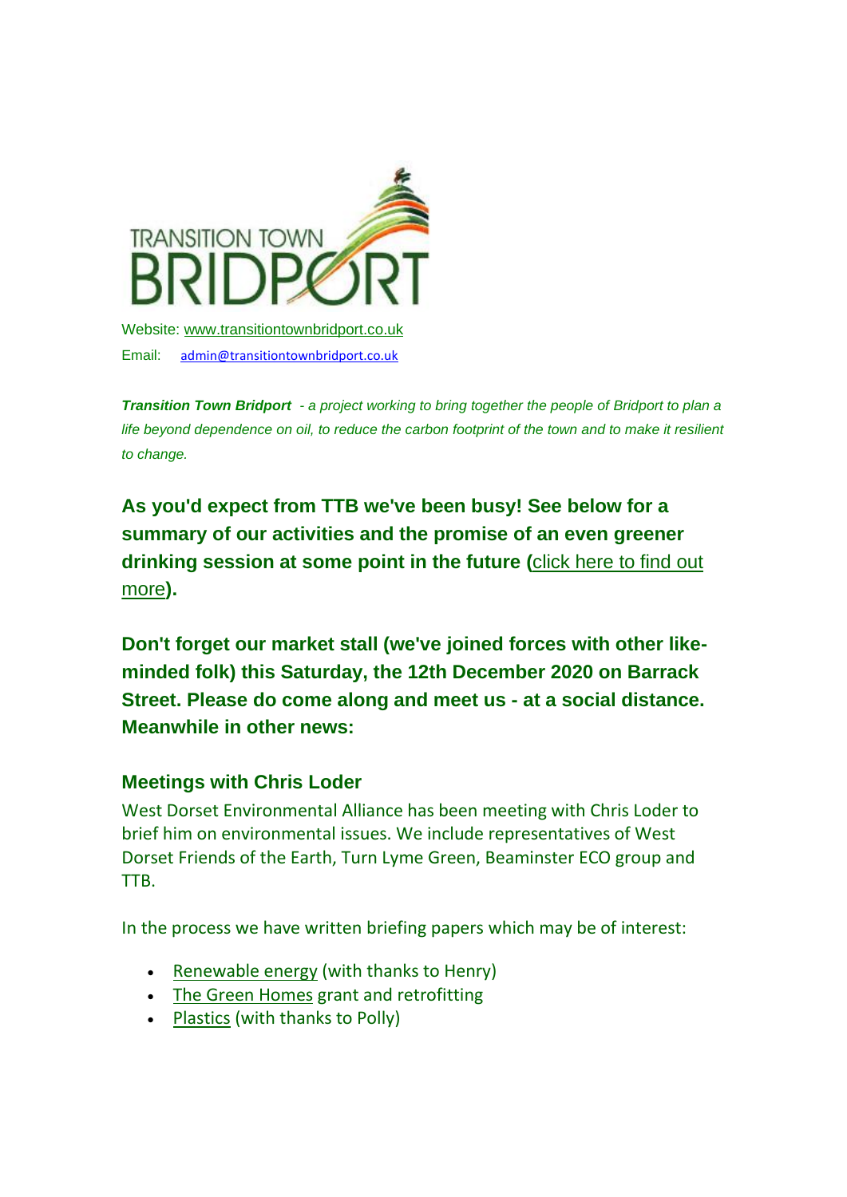TRANSITION TOWN BRIDPORT

Website: www.transitiontownbridport.co.uk

Email: admin@transitiontownbridport.co.uk

***Transition Town Bridport*** *- a project working to bring together the people of Bridport to plan a life beyond dependence on oil, to reduce the carbon footprint of the town and to make it resilient to change.*

**As you'd expect from TTB we've been busy! See below for a summary of our activities and the promise of an even greener drinking session at some point in the future (**click here to find out more**).**

**Don't forget our market stall (we've joined forces with other like-minded folk) this Saturday, the 12th December 2020 on Barrack Street. Please do come along and meet us - at a social distance. Meanwhile in other news:**

### Meetings with Chris Loder

West Dorset Environmental Alliance has been meeting with Chris Loder to brief him on environmental issues. We include representatives of West Dorset Friends of the Earth, Turn Lyme Green, Beaminster ECO group and TTB.

In the process we have written briefing papers which may be of interest:

- Renewable energy (with thanks to Henry)
- The Green Homes grant and retrofitting
- Plastics (with thanks to Polly)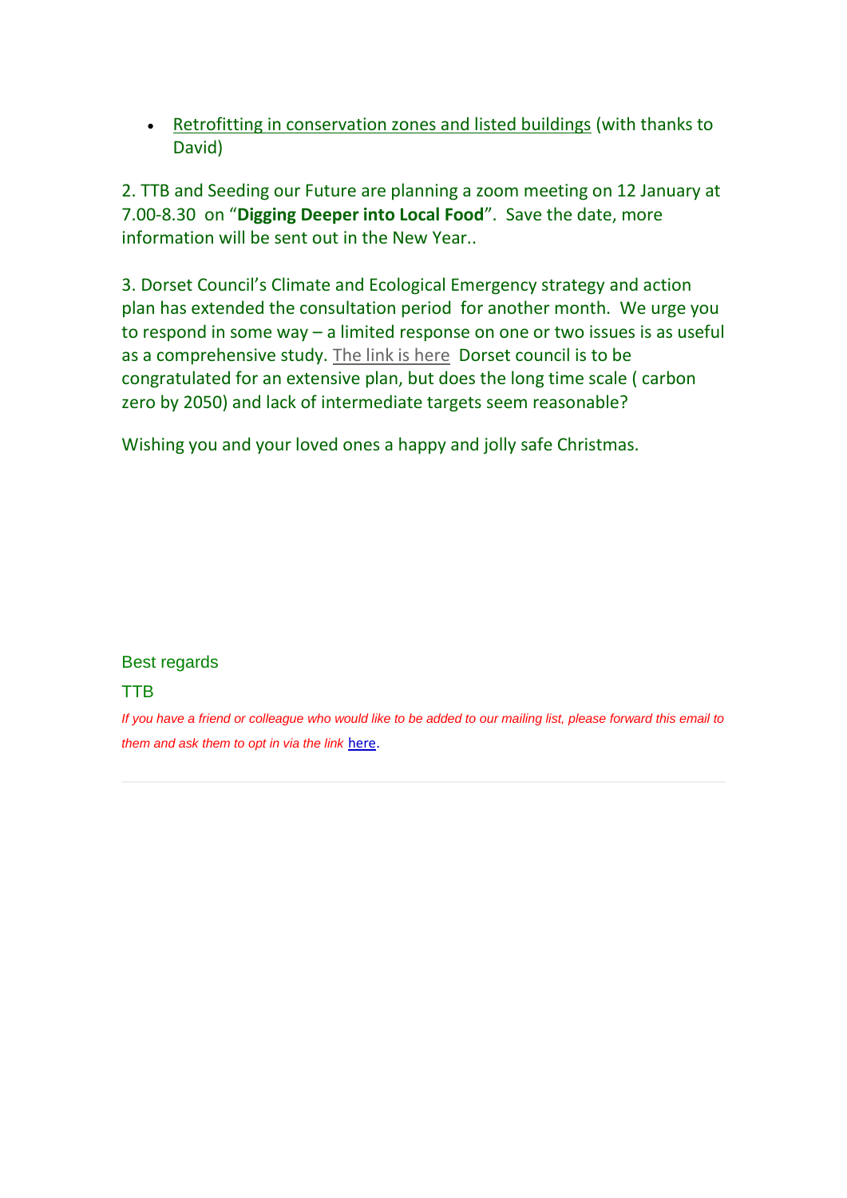- Retrofitting in conservation zones and listed buildings (with thanks to David)

2. TTB and Seeding our Future are planning a zoom meeting on 12 January at 7.00-8.30 on "**Digging Deeper into Local Food**". Save the date, more information will be sent out in the New Year..

3. Dorset Council's Climate and Ecological Emergency strategy and action plan has extended the consultation period for another month. We urge you to respond in some way – a limited response on one or two issues is as useful as a comprehensive study. The link is here Dorset council is to be congratulated for an extensive plan, but does the long time scale ( carbon zero by 2050) and lack of intermediate targets seem reasonable?

Wishing you and your loved ones a happy and jolly safe Christmas.

Best regards

TTB

*If you have a friend or colleague who would like to be added to our mailing list, please forward this email to them and ask them to opt in via the link* here.

---